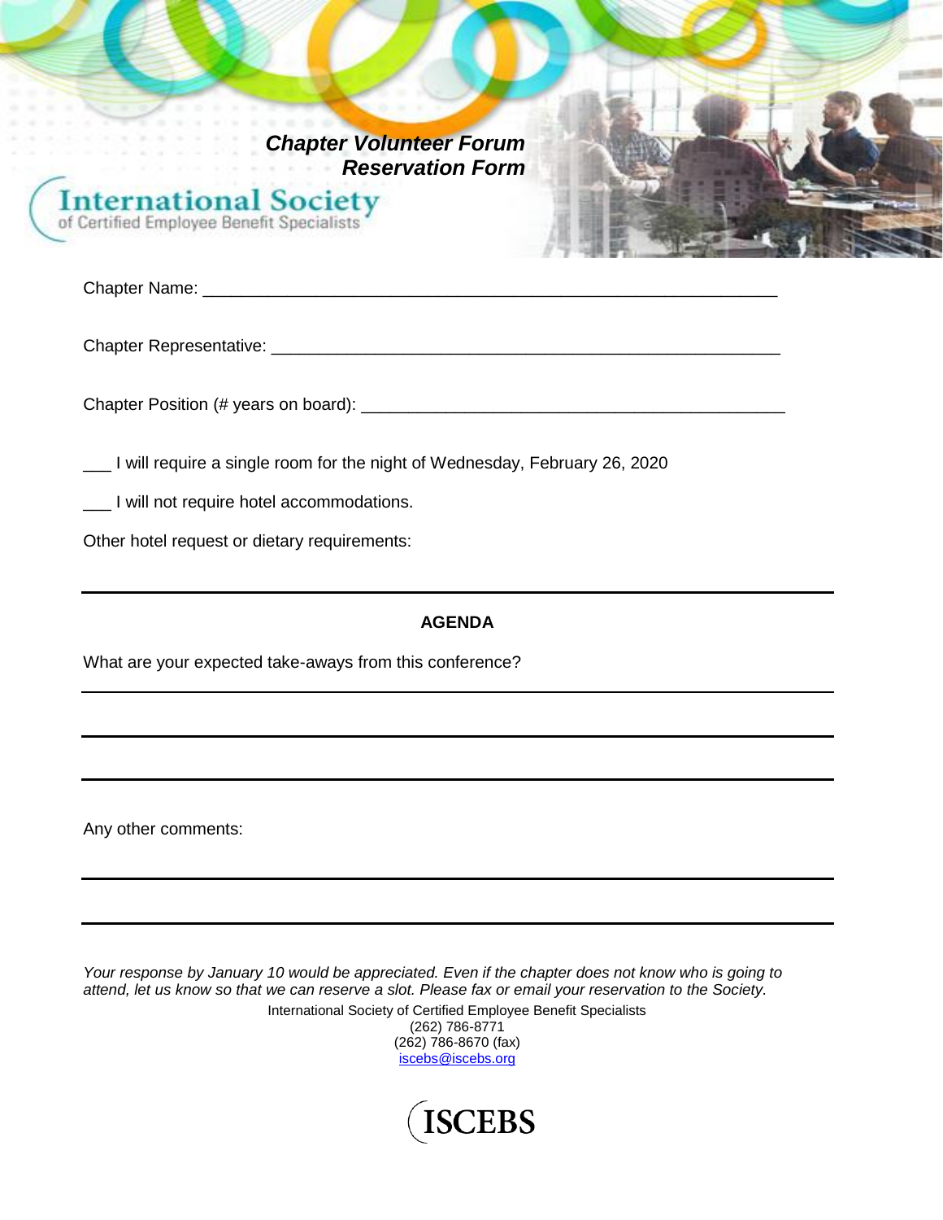# *Chapter Volunteer Forum Reservation Form*

International Society
of Certified Employee Benefit Specialists

Chapter Name: ___________________________________________________________

Chapter Representative: ____________________________________________________

Chapter Position (# years on board): _________________________________________

___ I will require a single room for the night of Wednesday, February 26, 2020

___ I will not require hotel accommodations.

Other hotel request or dietary requirements:

---

**AGENDA**

What are your expected take-aways from this conference?

---

---

---

Any other comments:

---

---

*Your response by January 10 would be appreciated. Even if the chapter does not know who is going to attend, let us know so that we can reserve a slot. Please fax or email your reservation to the Society.*

International Society of Certified Employee Benefit Specialists
(262) 786-8771
(262) 786-8670 (fax)
iscebs@iscebs.org

ISCEBS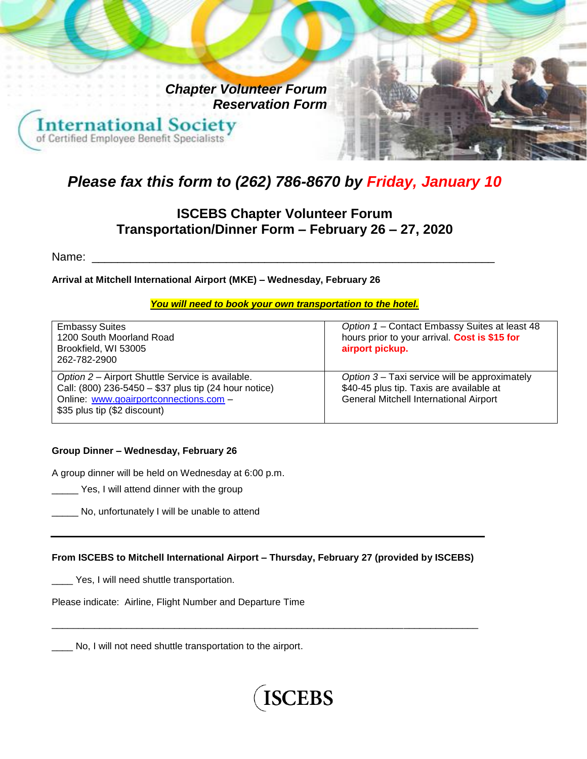*Chapter Volunteer Forum*
*Reservation Form*

International Society
of Certified Employee Benefit Specialists

## *Please fax this form to (262) 786-8670 by Friday, January 10*

## ISCEBS Chapter Volunteer Forum
## Transportation/Dinner Form – February 26 – 27, 2020

Name: ______________________________________________________________

**Arrival at Mitchell International Airport (MKE) – Wednesday, February 26**

***You will need to book your own transportation to the hotel.***

| | |
|---|---|
| Embassy Suites<br>1200 South Moorland Road<br>Brookfield, WI 53005<br>262-782-2900 | *Option 1* – Contact Embassy Suites at least 48 hours prior to your arrival. **Cost is $15 for airport pickup.** |
| *Option 2* – Airport Shuttle Service is available.<br>Call: (800) 236-5450 – $37 plus tip (24 hour notice)<br>Online: www.goairportconnections.com – $35 plus tip ($2 discount) | *Option 3* – Taxi service will be approximately $40-45 plus tip. Taxis are available at General Mitchell International Airport |

**Group Dinner – Wednesday, February 26**

A group dinner will be held on Wednesday at 6:00 p.m.

_____ Yes, I will attend dinner with the group

_____ No, unfortunately I will be unable to attend

---

**From ISCEBS to Mitchell International Airport – Thursday, February 27 (provided by ISCEBS)**

____ Yes, I will need shuttle transportation.

Please indicate: Airline, Flight Number and Departure Time

______________________________________________________________________________

____ No, I will not need shuttle transportation to the airport.

ISCEBS